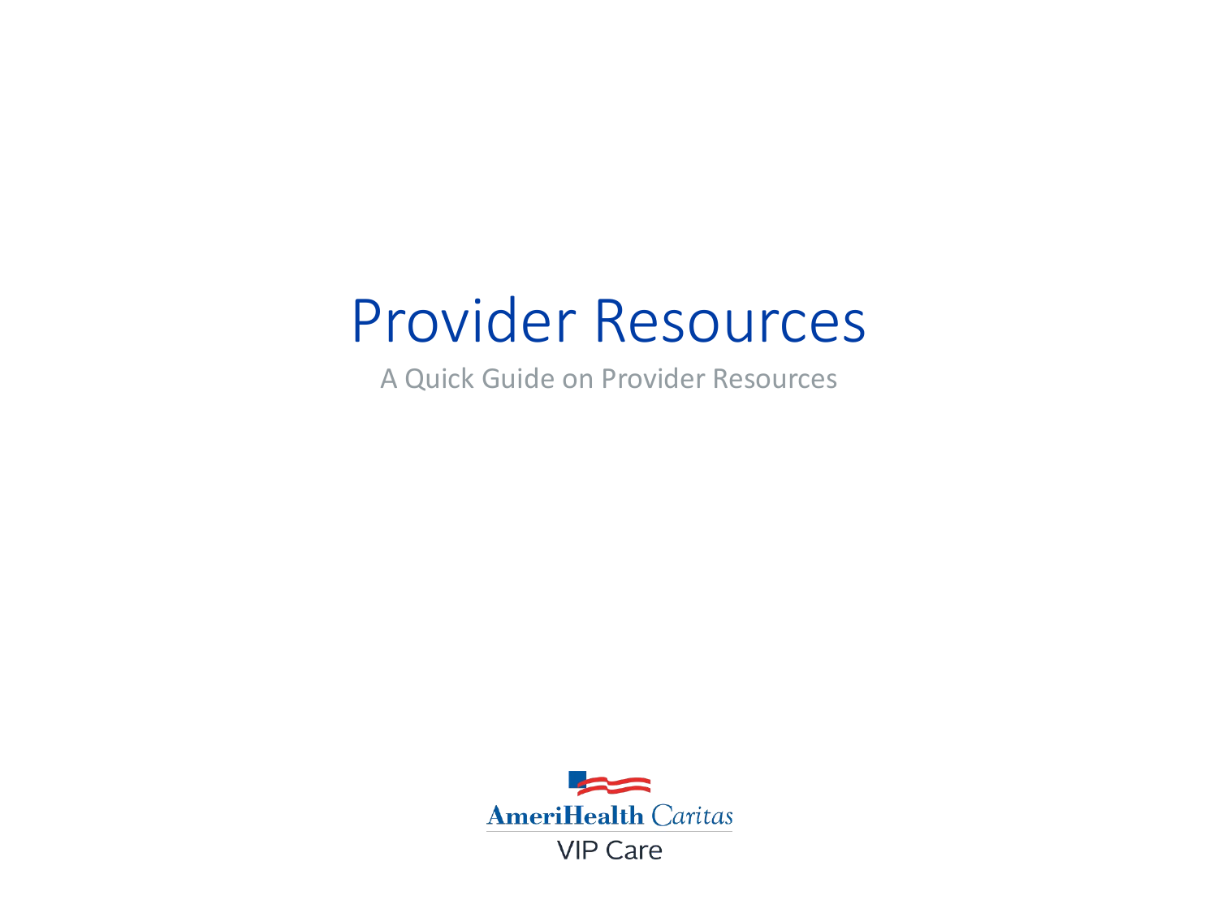# Provider Resources

A Quick Guide on Provider Resources

AmeriHealth Caritas

VIP Care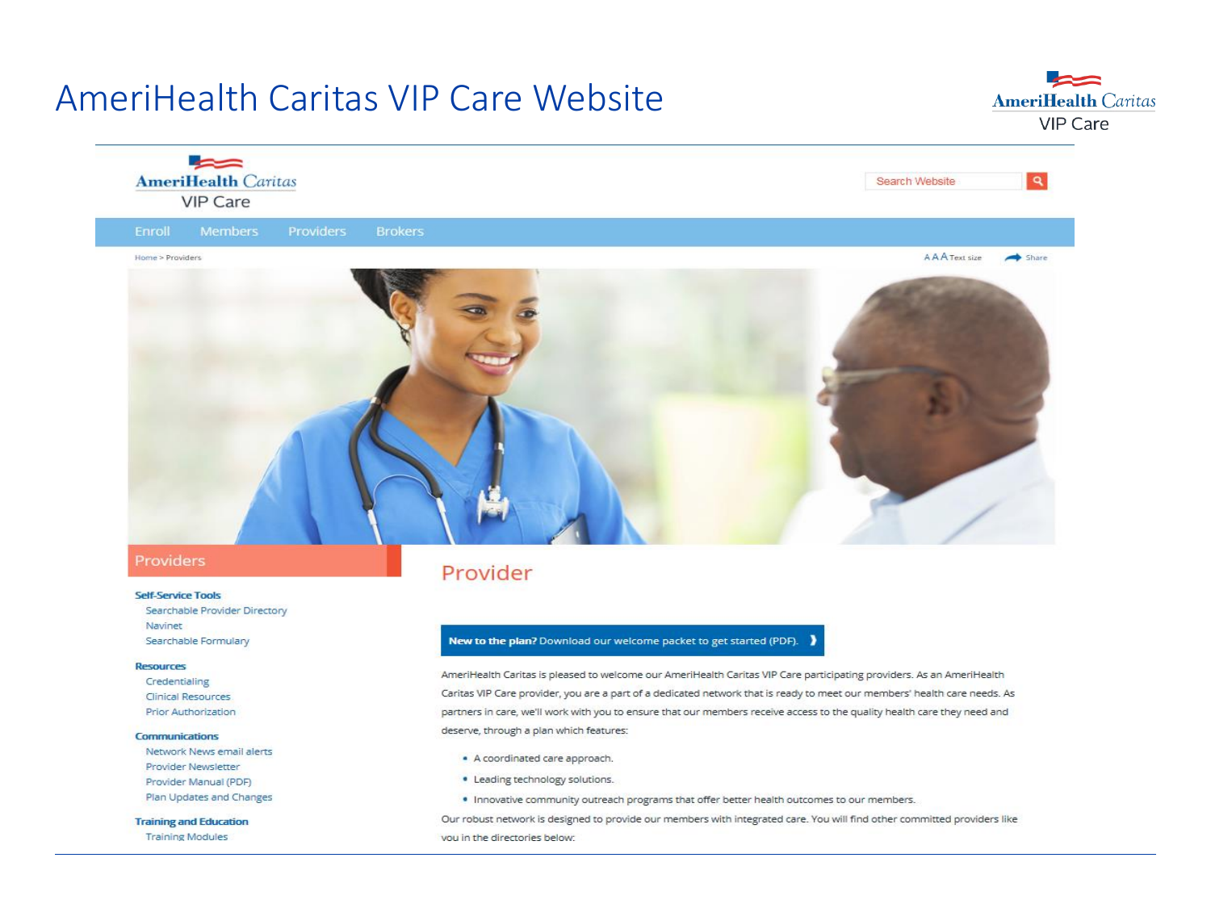# AmeriHealth Caritas VIP Care Website

AmeriHealth Caritas VIP Care

Search Website

Enroll | Members | Providers | Brokers

Home > Providers

AAA Text size | Share

## Providers

**Self-Service Tools**
- Searchable Provider Directory
- Navinet
- Searchable Formulary

**Resources**
- Credentialing
- Clinical Resources
- Prior Authorization

**Communications**
- Network News email alerts
- Provider Newsletter
- Provider Manual (PDF)
- Plan Updates and Changes

**Training and Education**
- Training Modules

## Provider

**New to the plan?** Download our welcome packet to get started (PDF).

AmeriHealth Caritas is pleased to welcome our AmeriHealth Caritas VIP Care participating providers. As an AmeriHealth Caritas VIP Care provider, you are a part of a dedicated network that is ready to meet our members' health care needs. As partners in care, we'll work with you to ensure that our members receive access to the quality health care they need and deserve, through a plan which features:

- A coordinated care approach.
- Leading technology solutions.
- Innovative community outreach programs that offer better health outcomes to our members.

Our robust network is designed to provide our members with integrated care. You will find other committed providers like you in the directories below: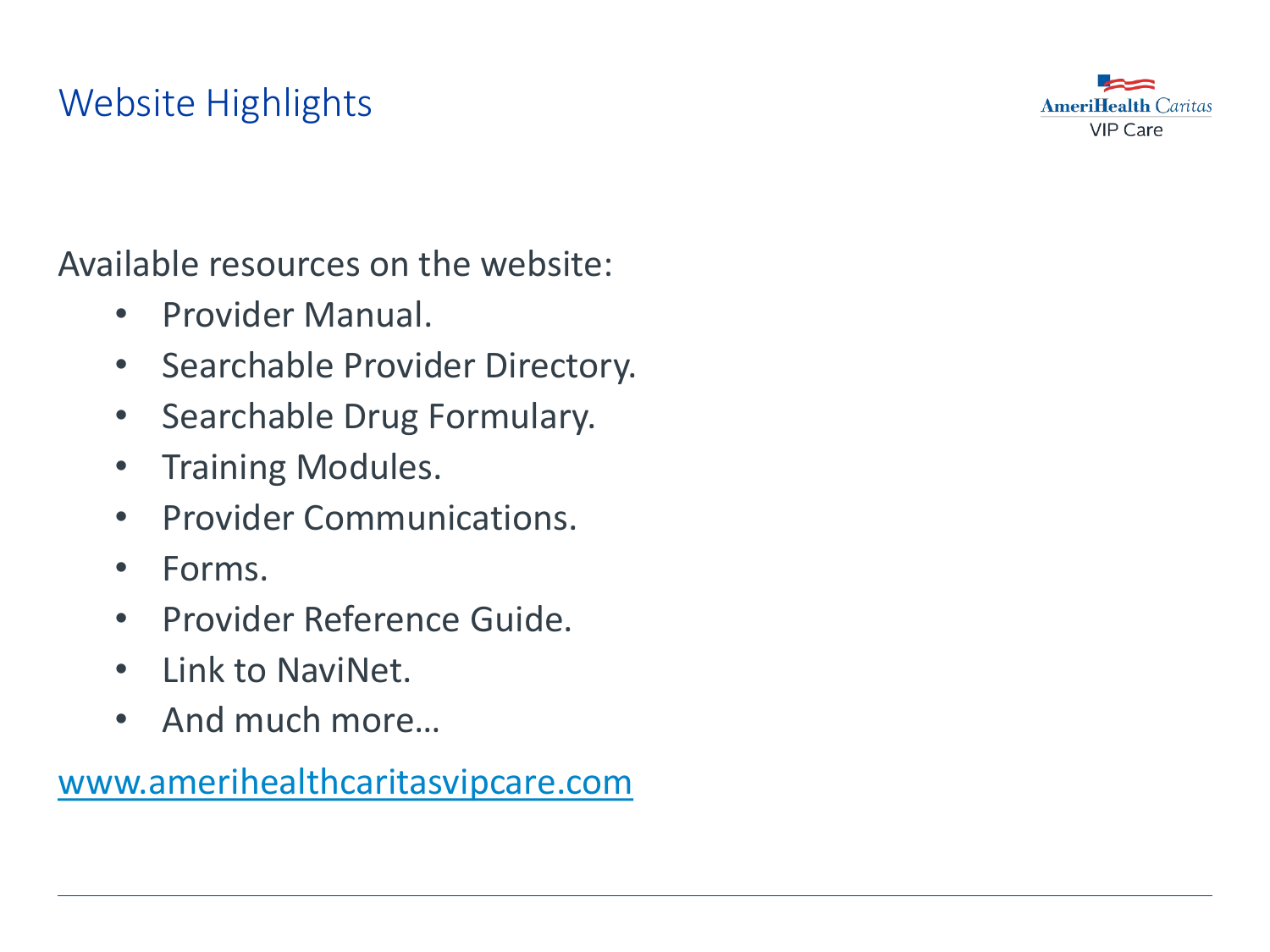# Website Highlights

Available resources on the website:

- Provider Manual.
- Searchable Provider Directory.
- Searchable Drug Formulary.
- Training Modules.
- Provider Communications.
- Forms.
- Provider Reference Guide.
- Link to NaviNet.
- And much more…

www.amerihealthcaritasvipcare.com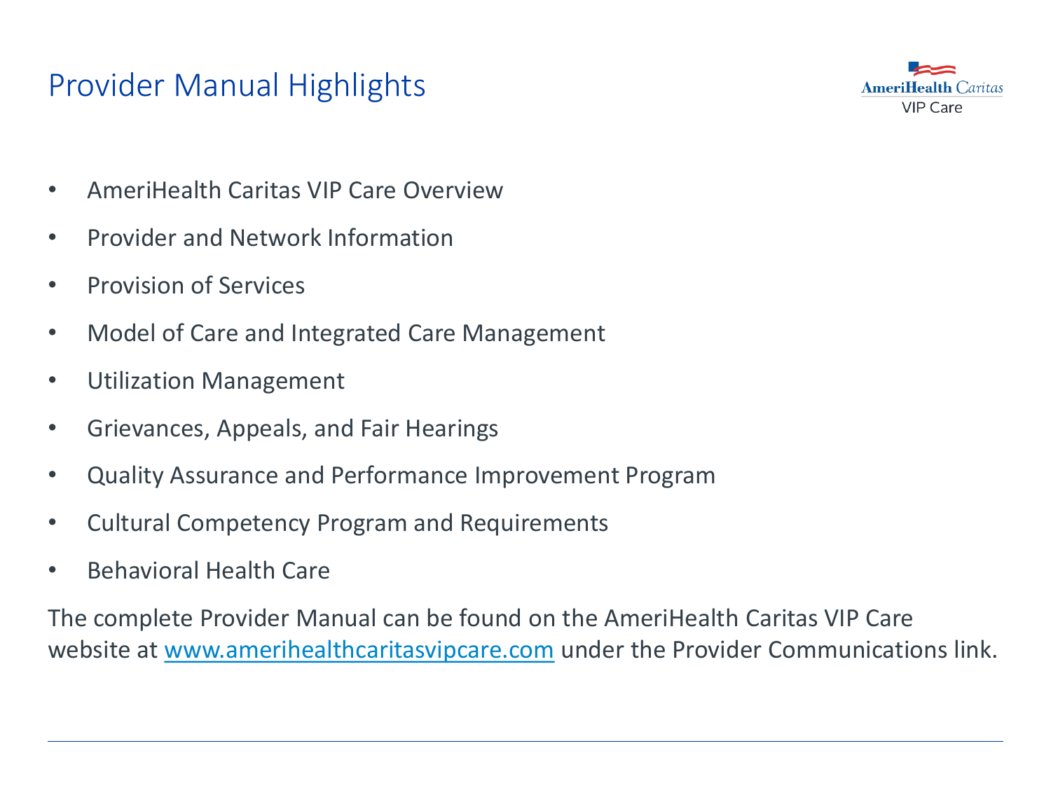# Provider Manual Highlights

- AmeriHealth Caritas VIP Care Overview
- Provider and Network Information
- Provision of Services
- Model of Care and Integrated Care Management
- Utilization Management
- Grievances, Appeals, and Fair Hearings
- Quality Assurance and Performance Improvement Program
- Cultural Competency Program and Requirements
- Behavioral Health Care

The complete Provider Manual can be found on the AmeriHealth Caritas VIP Care website at [www.amerihealthcaritasvipcare.com](http://www.amerihealthcaritasvipcare.com) under the Provider Communications link.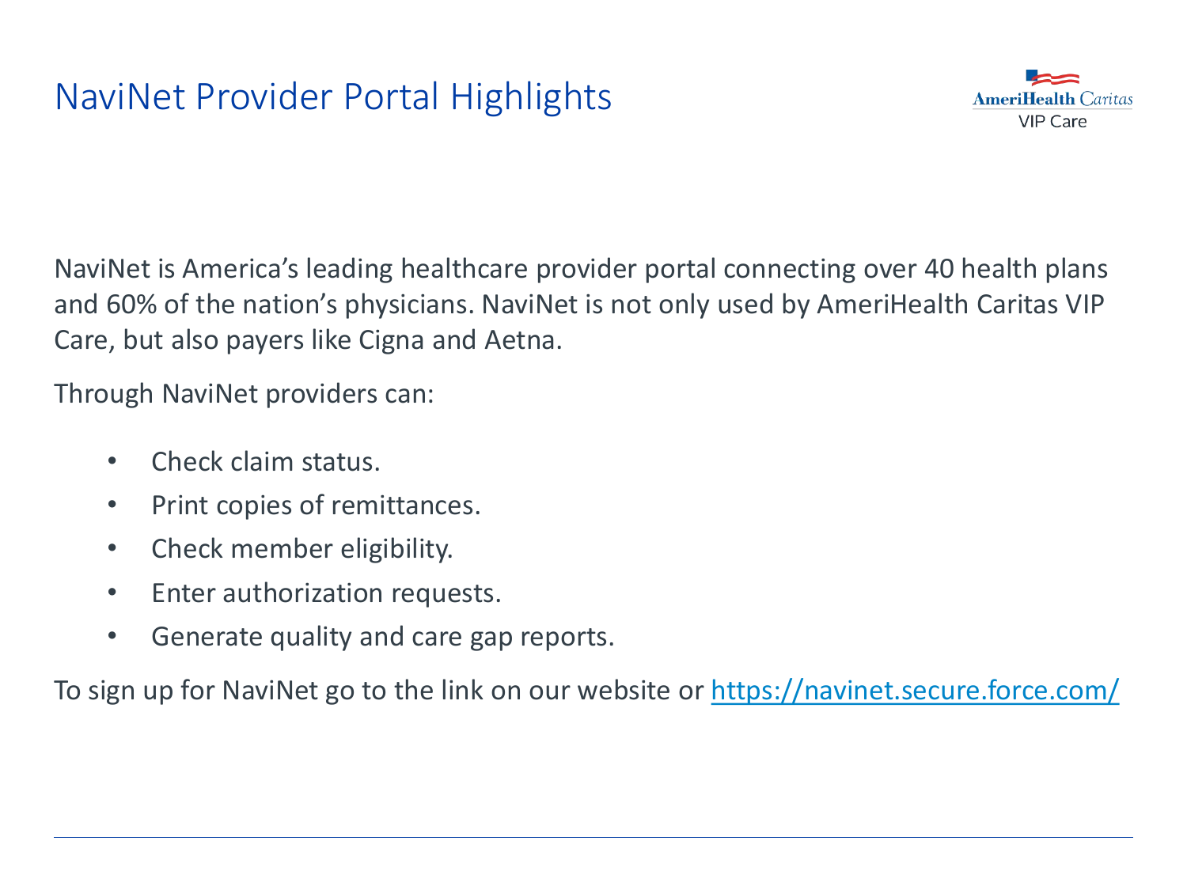# NaviNet Provider Portal Highlights

NaviNet is America's leading healthcare provider portal connecting over 40 health plans and 60% of the nation's physicians. NaviNet is not only used by AmeriHealth Caritas VIP Care, but also payers like Cigna and Aetna.

Through NaviNet providers can:

- Check claim status.
- Print copies of remittances.
- Check member eligibility.
- Enter authorization requests.
- Generate quality and care gap reports.

To sign up for NaviNet go to the link on our website or [https://navinet.secure.force.com/](https://navinet.secure.force.com/)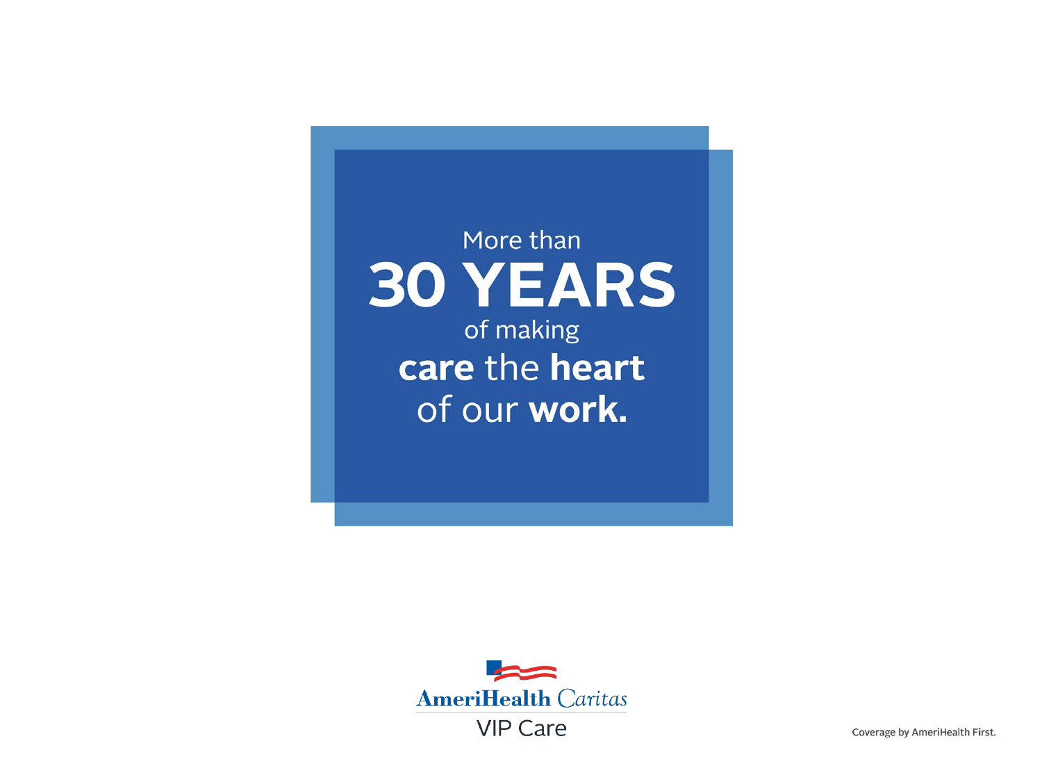More than

# 30 YEARS

of making

**care** the **heart**
of our **work.**

AmeriHealth Caritas
VIP Care

Coverage by AmeriHealth First.